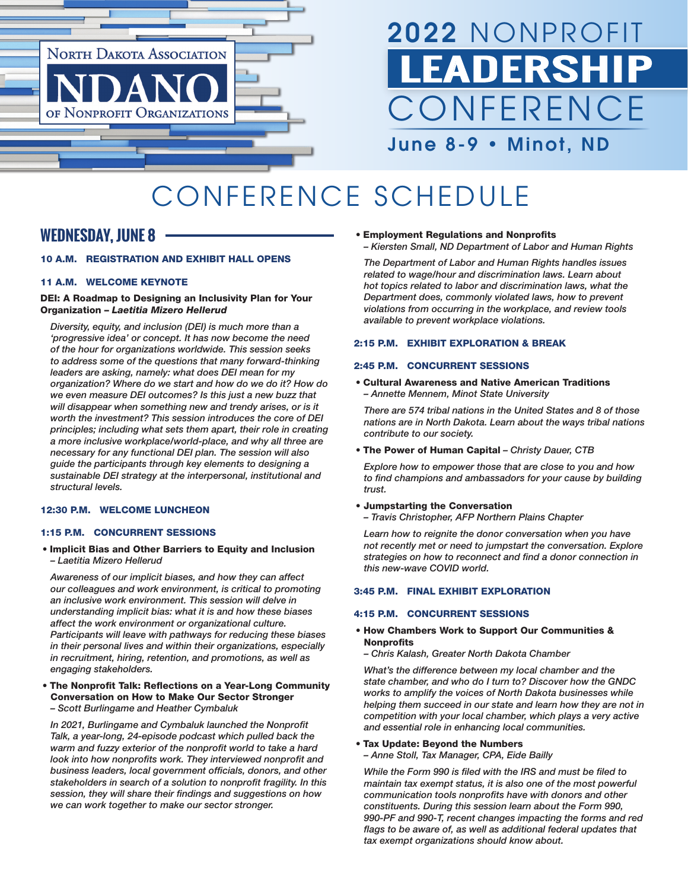North Dakota Association

NDANO

of Nonprofit Organizations

# 2022 NONPROFIT LEADERSHIP CONFERENCE

**June 8-9 • Minot, ND**

# CONFERENCE SCHEDULE

## WEDNESDAY, JUNE 8

### 10 A.M. REGISTRATION AND EXHIBIT HALL OPENS

### 11 A.M. WELCOME KEYNOTE

**DEI: A Roadmap to Designing an Inclusivity Plan for Your Organization –** ***Laetitia Mizero Hellerud***

*Diversity, equity, and inclusion (DEI) is much more than a 'progressive idea' or concept. It has now become the need of the hour for organizations worldwide. This session seeks to address some of the questions that many forward-thinking leaders are asking, namely: what does DEI mean for my organization? Where do we start and how do we do it? How do we even measure DEI outcomes? Is this just a new buzz that will disappear when something new and trendy arises, or is it worth the investment? This session introduces the core of DEI principles; including what sets them apart, their role in creating a more inclusive workplace/world-place, and why all three are necessary for any functional DEI plan. The session will also guide the participants through key elements to designing a sustainable DEI strategy at the interpersonal, institutional and structural levels.*

### 12:30 P.M. WELCOME LUNCHEON

### 1:15 P.M. CONCURRENT SESSIONS

- **Implicit Bias and Other Barriers to Equity and Inclusion**
  *– Laetitia Mizero Hellerud*

  *Awareness of our implicit biases, and how they can affect our colleagues and work environment, is critical to promoting an inclusive work environment. This session will delve in understanding implicit bias: what it is and how these biases affect the work environment or organizational culture. Participants will leave with pathways for reducing these biases in their personal lives and within their organizations, especially in recruitment, hiring, retention, and promotions, as well as engaging stakeholders.*

- **The Nonprofit Talk: Reflections on a Year-Long Community Conversation on How to Make Our Sector Stronger**
  *– Scott Burlingame and Heather Cymbaluk*

  *In 2021, Burlingame and Cymbaluk launched the Nonprofit Talk, a year-long, 24-episode podcast which pulled back the warm and fuzzy exterior of the nonprofit world to take a hard look into how nonprofits work. They interviewed nonprofit and business leaders, local government officials, donors, and other stakeholders in search of a solution to nonprofit fragility. In this session, they will share their findings and suggestions on how we can work together to make our sector stronger.*

- **Employment Regulations and Nonprofits**
  *– Kiersten Small, ND Department of Labor and Human Rights*

  *The Department of Labor and Human Rights handles issues related to wage/hour and discrimination laws. Learn about hot topics related to labor and discrimination laws, what the Department does, commonly violated laws, how to prevent violations from occurring in the workplace, and review tools available to prevent workplace violations.*

### 2:15 P.M. EXHIBIT EXPLORATION & BREAK

### 2:45 P.M. CONCURRENT SESSIONS

- **Cultural Awareness and Native American Traditions**
  *– Annette Mennem, Minot State University*

  *There are 574 tribal nations in the United States and 8 of those nations are in North Dakota. Learn about the ways tribal nations contribute to our society.*

- **The Power of Human Capital** *– Christy Dauer, CTB*

  *Explore how to empower those that are close to you and how to find champions and ambassadors for your cause by building trust.*

- **Jumpstarting the Conversation**
  *– Travis Christopher, AFP Northern Plains Chapter*

  *Learn how to reignite the donor conversation when you have not recently met or need to jumpstart the conversation. Explore strategies on how to reconnect and find a donor connection in this new-wave COVID world.*

### 3:45 P.M. FINAL EXHIBIT EXPLORATION

### 4:15 P.M. CONCURRENT SESSIONS

- **How Chambers Work to Support Our Communities & Nonprofits**
  *– Chris Kalash, Greater North Dakota Chamber*

  *What's the difference between my local chamber and the state chamber, and who do I turn to? Discover how the GNDC works to amplify the voices of North Dakota businesses while helping them succeed in our state and learn how they are not in competition with your local chamber, which plays a very active and essential role in enhancing local communities.*

- **Tax Update: Beyond the Numbers**
  *– Anne Stoll, Tax Manager, CPA, Eide Bailly*

  *While the Form 990 is filed with the IRS and must be filed to maintain tax exempt status, it is also one of the most powerful communication tools nonprofits have with donors and other constituents. During this session learn about the Form 990, 990-PF and 990-T, recent changes impacting the forms and red flags to be aware of, as well as additional federal updates that tax exempt organizations should know about.*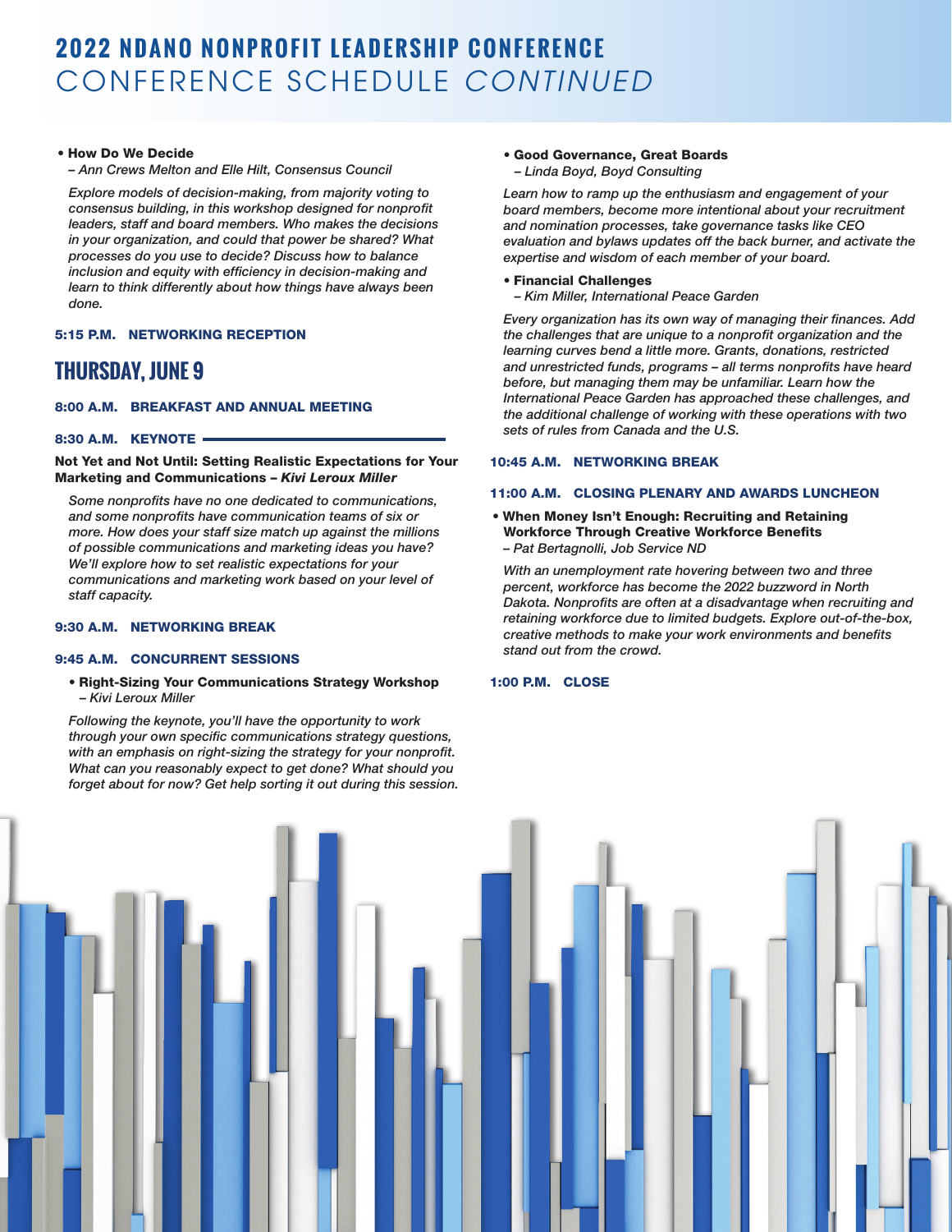# 2022 NDANO NONPROFIT LEADERSHIP CONFERENCE
## CONFERENCE SCHEDULE *CONTINUED*

- **How Do We Decide**
  *– Ann Crews Melton and Elle Hilt, Consensus Council*

*Explore models of decision-making, from majority voting to consensus building, in this workshop designed for nonprofit leaders, staff and board members. Who makes the decisions in your organization, and could that power be shared? What processes do you use to decide? Discuss how to balance inclusion and equity with efficiency in decision-making and learn to think differently about how things have always been done.*

**5:15 P.M. NETWORKING RECEPTION**

## THURSDAY, JUNE 9

**8:00 A.M. BREAKFAST AND ANNUAL MEETING**

**8:30 A.M. KEYNOTE**

**Not Yet and Not Until: Setting Realistic Expectations for Your Marketing and Communications – *Kivi Leroux Miller***

*Some nonprofits have no one dedicated to communications, and some nonprofits have communication teams of six or more. How does your staff size match up against the millions of possible communications and marketing ideas you have? We'll explore how to set realistic expectations for your communications and marketing work based on your level of staff capacity.*

**9:30 A.M. NETWORKING BREAK**

**9:45 A.M. CONCURRENT SESSIONS**

- **Right-Sizing Your Communications Strategy Workshop**
  *– Kivi Leroux Miller*

*Following the keynote, you'll have the opportunity to work through your own specific communications strategy questions, with an emphasis on right-sizing the strategy for your nonprofit. What can you reasonably expect to get done? What should you forget about for now? Get help sorting it out during this session.*

- **Good Governance, Great Boards**
  *– Linda Boyd, Boyd Consulting*

*Learn how to ramp up the enthusiasm and engagement of your board members, become more intentional about your recruitment and nomination processes, take governance tasks like CEO evaluation and bylaws updates off the back burner, and activate the expertise and wisdom of each member of your board.*

- **Financial Challenges**
  *– Kim Miller, International Peace Garden*

*Every organization has its own way of managing their finances. Add the challenges that are unique to a nonprofit organization and the learning curves bend a little more. Grants, donations, restricted and unrestricted funds, programs – all terms nonprofits have heard before, but managing them may be unfamiliar. Learn how the International Peace Garden has approached these challenges, and the additional challenge of working with these operations with two sets of rules from Canada and the U.S.*

**10:45 A.M. NETWORKING BREAK**

**11:00 A.M. CLOSING PLENARY AND AWARDS LUNCHEON**

- **When Money Isn't Enough: Recruiting and Retaining Workforce Through Creative Workforce Benefits**
  *– Pat Bertagnolli, Job Service ND*

*With an unemployment rate hovering between two and three percent, workforce has become the 2022 buzzword in North Dakota. Nonprofits are often at a disadvantage when recruiting and retaining workforce due to limited budgets. Explore out-of-the-box, creative methods to make your work environments and benefits stand out from the crowd.*

**1:00 P.M. CLOSE**